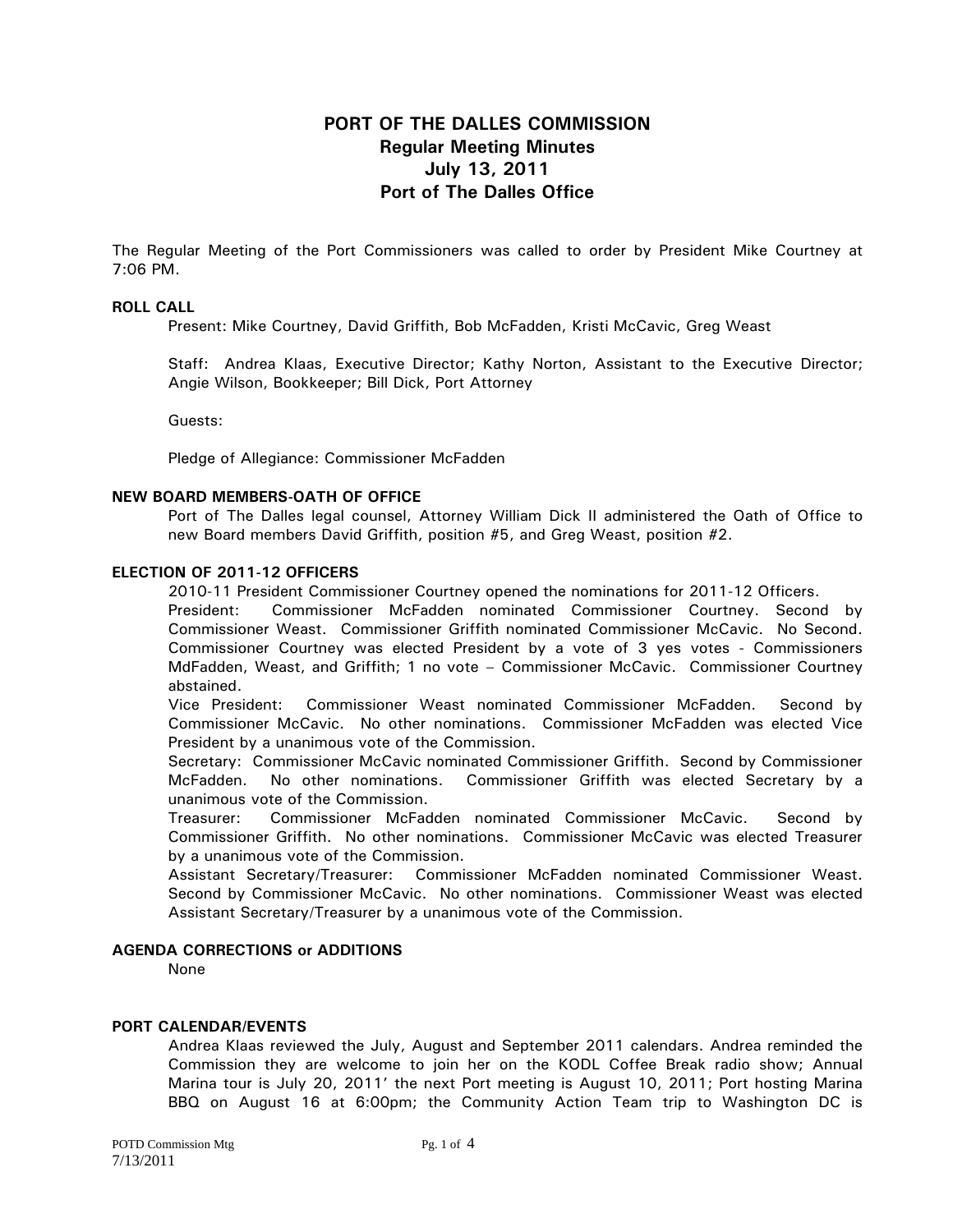# PORT OF THE DALLES COMMISSION
## Regular Meeting Minutes
## July 13, 2011
## Port of The Dalles Office

The Regular Meeting of the Port Commissioners was called to order by President Mike Courtney at 7:06 PM.

**ROLL CALL**

Present: Mike Courtney, David Griffith, Bob McFadden, Kristi McCavic, Greg Weast

Staff: Andrea Klaas, Executive Director; Kathy Norton, Assistant to the Executive Director; Angie Wilson, Bookkeeper; Bill Dick, Port Attorney

Guests:

Pledge of Allegiance: Commissioner McFadden

**NEW BOARD MEMBERS-OATH OF OFFICE**

Port of The Dalles legal counsel, Attorney William Dick II administered the Oath of Office to new Board members David Griffith, position #5, and Greg Weast, position #2.

**ELECTION OF 2011-12 OFFICERS**

2010-11 President Commissioner Courtney opened the nominations for 2011-12 Officers.

President: Commissioner McFadden nominated Commissioner Courtney. Second by Commissioner Weast. Commissioner Griffith nominated Commissioner McCavic. No Second. Commissioner Courtney was elected President by a vote of 3 yes votes - Commissioners MdFadden, Weast, and Griffith; 1 no vote – Commissioner McCavic. Commissioner Courtney abstained.

Vice President: Commissioner Weast nominated Commissioner McFadden. Second by Commissioner McCavic. No other nominations. Commissioner McFadden was elected Vice President by a unanimous vote of the Commission.

Secretary: Commissioner McCavic nominated Commissioner Griffith. Second by Commissioner McFadden. No other nominations. Commissioner Griffith was elected Secretary by a unanimous vote of the Commission.

Treasurer: Commissioner McFadden nominated Commissioner McCavic. Second by Commissioner Griffith. No other nominations. Commissioner McCavic was elected Treasurer by a unanimous vote of the Commission.

Assistant Secretary/Treasurer: Commissioner McFadden nominated Commissioner Weast. Second by Commissioner McCavic. No other nominations. Commissioner Weast was elected Assistant Secretary/Treasurer by a unanimous vote of the Commission.

**AGENDA CORRECTIONS or ADDITIONS**

None

**PORT CALENDAR/EVENTS**

Andrea Klaas reviewed the July, August and September 2011 calendars. Andrea reminded the Commission they are welcome to join her on the KODL Coffee Break radio show; Annual Marina tour is July 20, 2011' the next Port meeting is August 10, 2011; Port hosting Marina BBQ on August 16 at 6:00pm; the Community Action Team trip to Washington DC is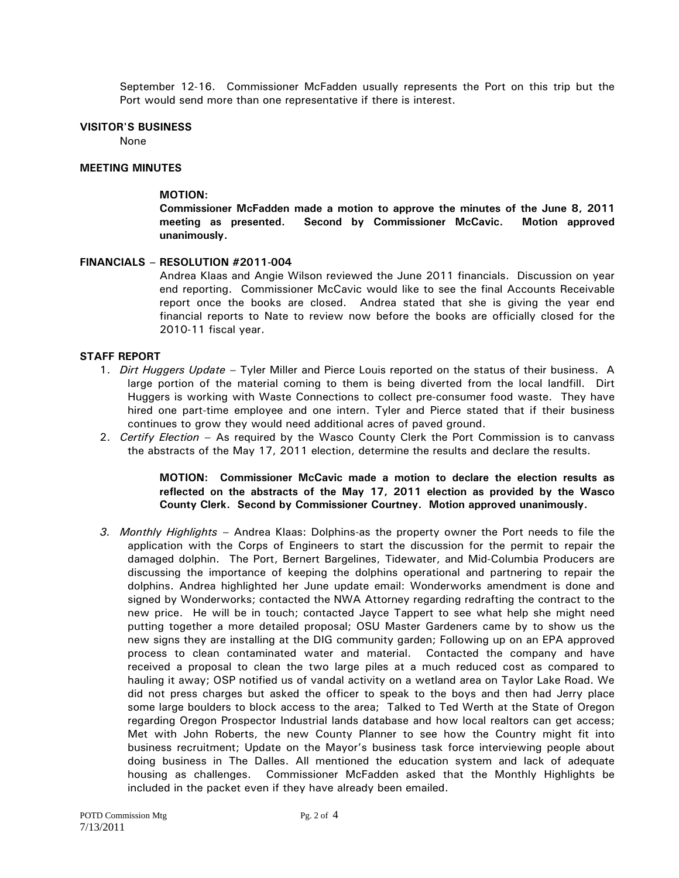September 12-16. Commissioner McFadden usually represents the Port on this trip but the Port would send more than one representative if there is interest.

**VISITOR'S BUSINESS**

None

**MEETING MINUTES**

**MOTION:**
**Commissioner McFadden made a motion to approve the minutes of the June 8, 2011 meeting as presented. Second by Commissioner McCavic. Motion approved unanimously.**

**FINANCIALS – RESOLUTION #2011-004**

Andrea Klaas and Angie Wilson reviewed the June 2011 financials. Discussion on year end reporting. Commissioner McCavic would like to see the final Accounts Receivable report once the books are closed. Andrea stated that she is giving the year end financial reports to Nate to review now before the books are officially closed for the 2010-11 fiscal year.

**STAFF REPORT**

1. *Dirt Huggers Update* – Tyler Miller and Pierce Louis reported on the status of their business. A large portion of the material coming to them is being diverted from the local landfill. Dirt Huggers is working with Waste Connections to collect pre-consumer food waste. They have hired one part-time employee and one intern. Tyler and Pierce stated that if their business continues to grow they would need additional acres of paved ground.
2. *Certify Election* – As required by the Wasco County Clerk the Port Commission is to canvass the abstracts of the May 17, 2011 election, determine the results and declare the results.

   **MOTION: Commissioner McCavic made a motion to declare the election results as reflected on the abstracts of the May 17, 2011 election as provided by the Wasco County Clerk. Second by Commissioner Courtney. Motion approved unanimously.**

3. *Monthly Highlights* – Andrea Klaas: Dolphins-as the property owner the Port needs to file the application with the Corps of Engineers to start the discussion for the permit to repair the damaged dolphin. The Port, Bernert Bargelines, Tidewater, and Mid-Columbia Producers are discussing the importance of keeping the dolphins operational and partnering to repair the dolphins. Andrea highlighted her June update email: Wonderworks amendment is done and signed by Wonderworks; contacted the NWA Attorney regarding redrafting the contract to the new price. He will be in touch; contacted Jayce Tappert to see what help she might need putting together a more detailed proposal; OSU Master Gardeners came by to show us the new signs they are installing at the DIG community garden; Following up on an EPA approved process to clean contaminated water and material. Contacted the company and have received a proposal to clean the two large piles at a much reduced cost as compared to hauling it away; OSP notified us of vandal activity on a wetland area on Taylor Lake Road. We did not press charges but asked the officer to speak to the boys and then had Jerry place some large boulders to block access to the area; Talked to Ted Werth at the State of Oregon regarding Oregon Prospector Industrial lands database and how local realtors can get access; Met with John Roberts, the new County Planner to see how the Country might fit into business recruitment; Update on the Mayor's business task force interviewing people about doing business in The Dalles. All mentioned the education system and lack of adequate housing as challenges. Commissioner McFadden asked that the Monthly Highlights be included in the packet even if they have already been emailed.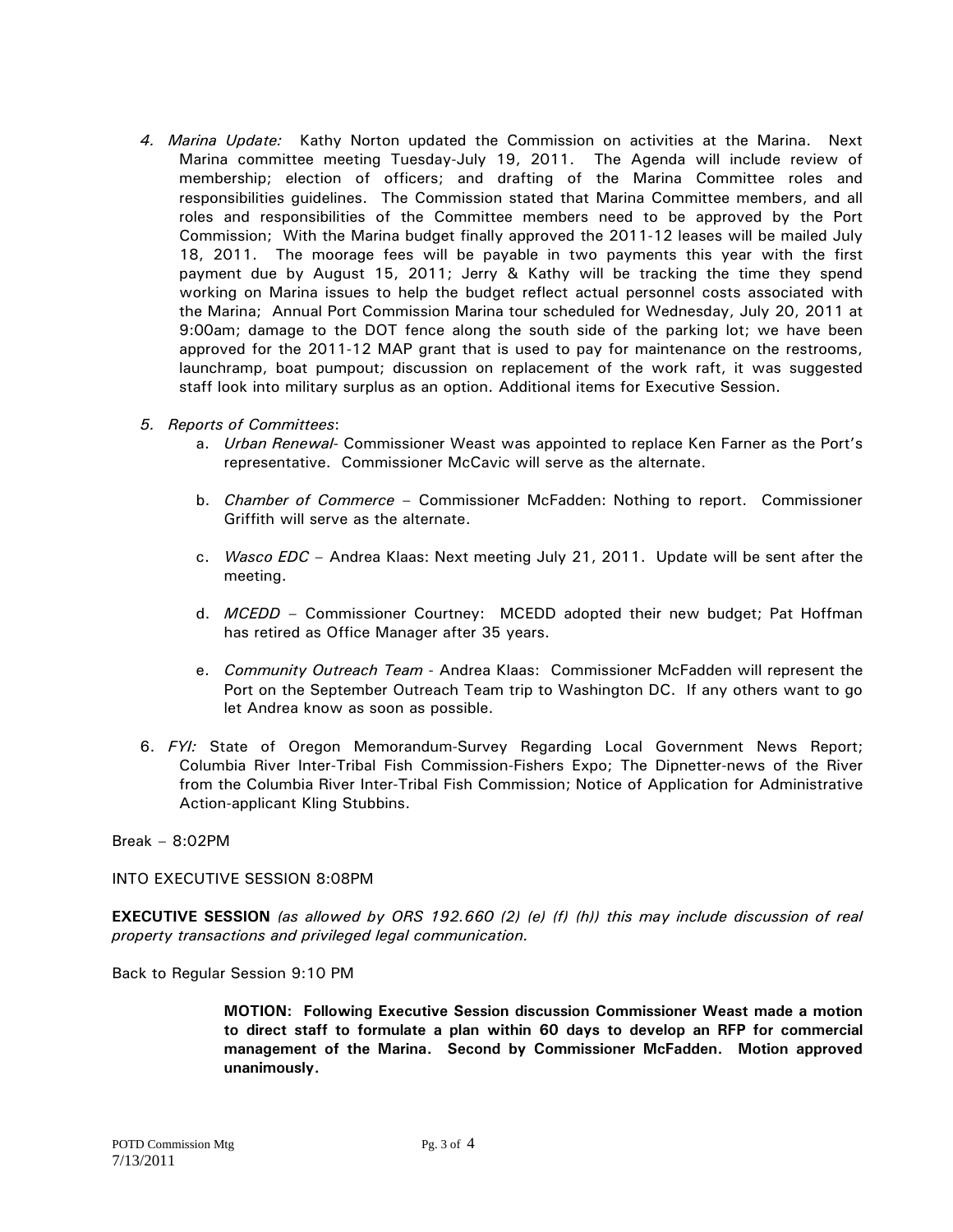4. *Marina Update:* Kathy Norton updated the Commission on activities at the Marina. Next Marina committee meeting Tuesday-July 19, 2011. The Agenda will include review of membership; election of officers; and drafting of the Marina Committee roles and responsibilities guidelines. The Commission stated that Marina Committee members, and all roles and responsibilities of the Committee members need to be approved by the Port Commission; With the Marina budget finally approved the 2011-12 leases will be mailed July 18, 2011. The moorage fees will be payable in two payments this year with the first payment due by August 15, 2011; Jerry & Kathy will be tracking the time they spend working on Marina issues to help the budget reflect actual personnel costs associated with the Marina; Annual Port Commission Marina tour scheduled for Wednesday, July 20, 2011 at 9:00am; damage to the DOT fence along the south side of the parking lot; we have been approved for the 2011-12 MAP grant that is used to pay for maintenance on the restrooms, launchramp, boat pumpout; discussion on replacement of the work raft, it was suggested staff look into military surplus as an option. Additional items for Executive Session.

5. *Reports of Committees*:
   a. *Urban Renewal*- Commissioner Weast was appointed to replace Ken Farner as the Port's representative. Commissioner McCavic will serve as the alternate.

   b. *Chamber of Commerce* – Commissioner McFadden: Nothing to report. Commissioner Griffith will serve as the alternate.

   c. *Wasco EDC* – Andrea Klaas: Next meeting July 21, 2011. Update will be sent after the meeting.

   d. *MCEDD* – Commissioner Courtney: MCEDD adopted their new budget; Pat Hoffman has retired as Office Manager after 35 years.

   e. *Community Outreach Team* - Andrea Klaas: Commissioner McFadden will represent the Port on the September Outreach Team trip to Washington DC. If any others want to go let Andrea know as soon as possible.

6. *FYI:* State of Oregon Memorandum-Survey Regarding Local Government News Report; Columbia River Inter-Tribal Fish Commission-Fishers Expo; The Dipnetter-news of the River from the Columbia River Inter-Tribal Fish Commission; Notice of Application for Administrative Action-applicant Kling Stubbins.

Break – 8:02PM

INTO EXECUTIVE SESSION 8:08PM

**EXECUTIVE SESSION** *(as allowed by ORS 192.660 (2) (e) (f) (h)) this may include discussion of real property transactions and privileged legal communication.*

Back to Regular Session 9:10 PM

> **MOTION: Following Executive Session discussion Commissioner Weast made a motion to direct staff to formulate a plan within 60 days to develop an RFP for commercial management of the Marina. Second by Commissioner McFadden. Motion approved unanimously.**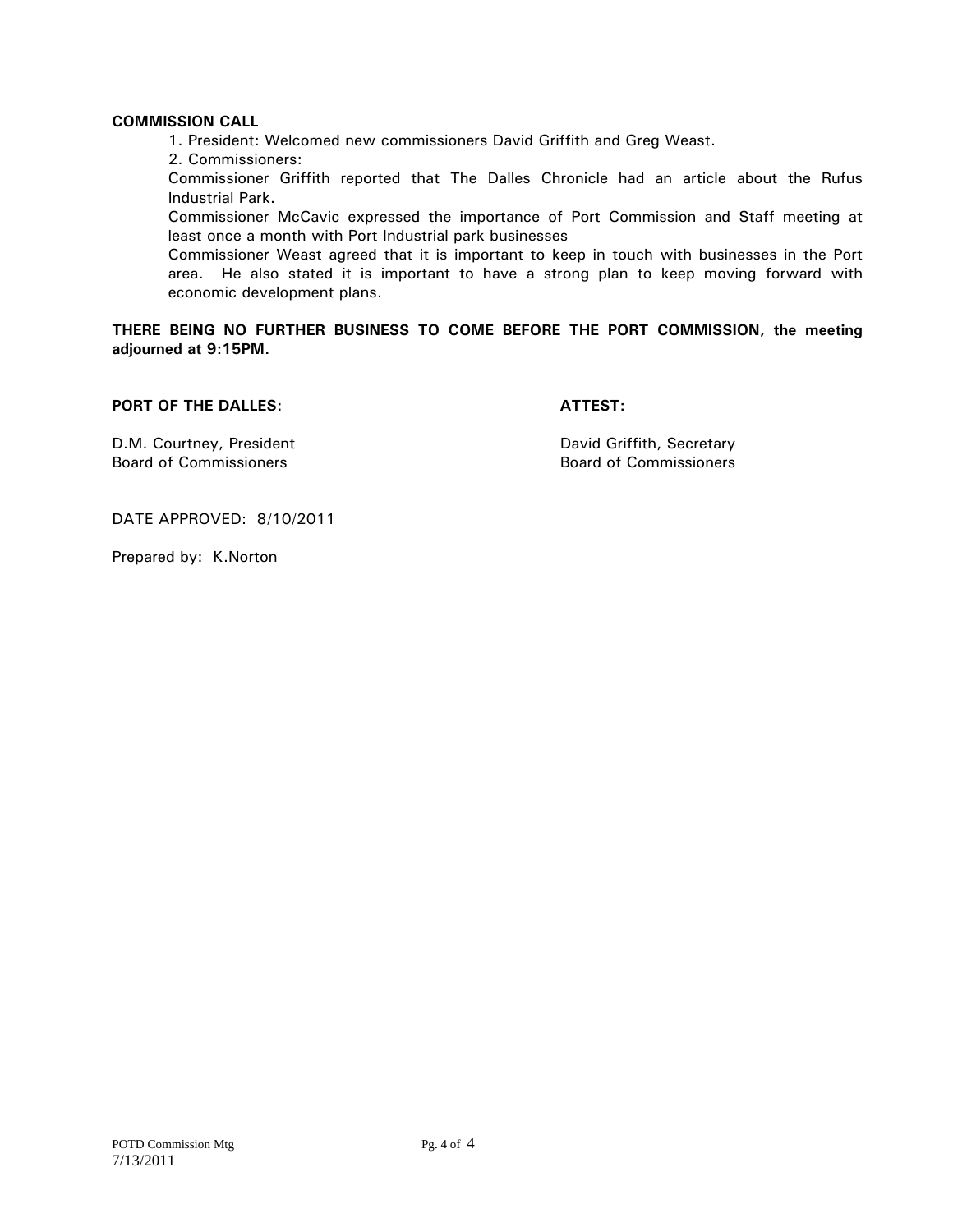**COMMISSION CALL**

1. President: Welcomed new commissioners David Griffith and Greg Weast.
2. Commissioners:

Commissioner Griffith reported that The Dalles Chronicle had an article about the Rufus Industrial Park.

Commissioner McCavic expressed the importance of Port Commission and Staff meeting at least once a month with Port Industrial park businesses

Commissioner Weast agreed that it is important to keep in touch with businesses in the Port area. He also stated it is important to have a strong plan to keep moving forward with economic development plans.

**THERE BEING NO FURTHER BUSINESS TO COME BEFORE THE PORT COMMISSION, the meeting adjourned at 9:15PM.**

**PORT OF THE DALLES:**

D.M. Courtney, President
Board of Commissioners

**ATTEST:**

David Griffith, Secretary
Board of Commissioners

DATE APPROVED: 8/10/2011

Prepared by: K.Norton